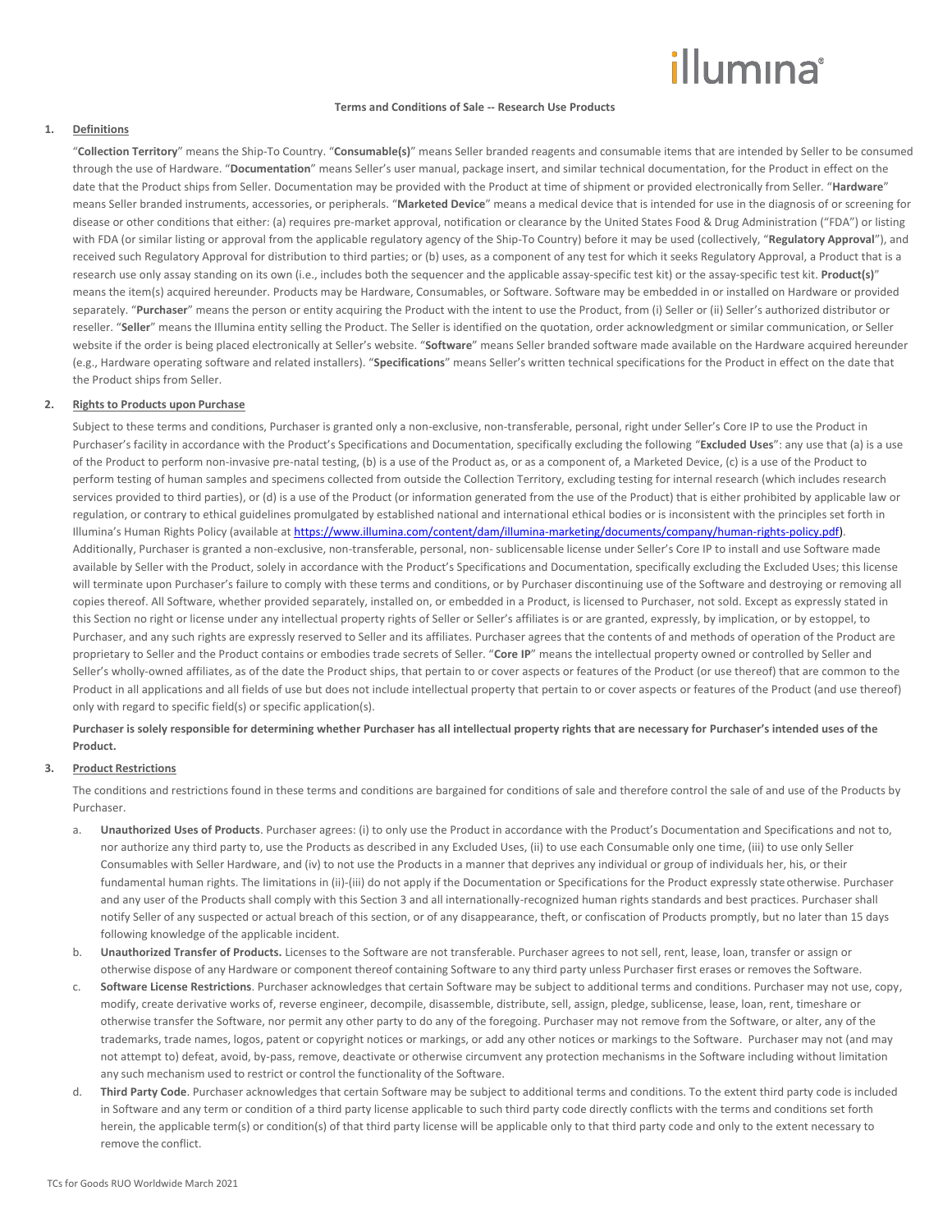# Terms and Conditions of Sale -- Research Use Products

## 1. Definitions

"**Collection Territory**" means the Ship-To Country. "**Consumable(s)**" means Seller branded reagents and consumable items that are intended by Seller to be consumed through the use of Hardware. "**Documentation**" means Seller's user manual, package insert, and similar technical documentation, for the Product in effect on the date that the Product ships from Seller. Documentation may be provided with the Product at time of shipment or provided electronically from Seller. "**Hardware**" means Seller branded instruments, accessories, or peripherals. "**Marketed Device**" means a medical device that is intended for use in the diagnosis of or screening for disease or other conditions that either: (a) requires pre-market approval, notification or clearance by the United States Food & Drug Administration ("FDA") or listing with FDA (or similar listing or approval from the applicable regulatory agency of the Ship-To Country) before it may be used (collectively, "**Regulatory Approval**"), and received such Regulatory Approval for distribution to third parties; or (b) uses, as a component of any test for which it seeks Regulatory Approval, a Product that is a research use only assay standing on its own (i.e., includes both the sequencer and the applicable assay-specific test kit) or the assay-specific test kit. **Product(s)**" means the item(s) acquired hereunder. Products may be Hardware, Consumables, or Software. Software may be embedded in or installed on Hardware or provided separately. "**Purchaser**" means the person or entity acquiring the Product with the intent to use the Product, from (i) Seller or (ii) Seller's authorized distributor or reseller. "**Seller**" means the Illumina entity selling the Product. The Seller is identified on the quotation, order acknowledgment or similar communication, or Seller website if the order is being placed electronically at Seller's website. "**Software**" means Seller branded software made available on the Hardware acquired hereunder (e.g., Hardware operating software and related installers). "**Specifications**" means Seller's written technical specifications for the Product in effect on the date that the Product ships from Seller.

## 2. Rights to Products upon Purchase

Subject to these terms and conditions, Purchaser is granted only a non-exclusive, non-transferable, personal, right under Seller's Core IP to use the Product in Purchaser's facility in accordance with the Product's Specifications and Documentation, specifically excluding the following "**Excluded Uses**": any use that (a) is a use of the Product to perform non-invasive pre-natal testing, (b) is a use of the Product as, or as a component of, a Marketed Device, (c) is a use of the Product to perform testing of human samples and specimens collected from outside the Collection Territory, excluding testing for internal research (which includes research services provided to third parties), or (d) is a use of the Product (or information generated from the use of the Product) that is either prohibited by applicable law or regulation, or contrary to ethical guidelines promulgated by established national and international ethical bodies or is inconsistent with the principles set forth in Illumina's Human Rights Policy (available at https://www.illumina.com/content/dam/illumina-marketing/documents/company/human-rights-policy.pdf). Additionally, Purchaser is granted a non-exclusive, non-transferable, personal, non- sublicensable license under Seller's Core IP to install and use Software made available by Seller with the Product, solely in accordance with the Product's Specifications and Documentation, specifically excluding the Excluded Uses; this license will terminate upon Purchaser's failure to comply with these terms and conditions, or by Purchaser discontinuing use of the Software and destroying or removing all copies thereof. All Software, whether provided separately, installed on, or embedded in a Product, is licensed to Purchaser, not sold. Except as expressly stated in this Section no right or license under any intellectual property rights of Seller or Seller's affiliates is or are granted, expressly, by implication, or by estoppel, to Purchaser, and any such rights are expressly reserved to Seller and its affiliates. Purchaser agrees that the contents of and methods of operation of the Product are proprietary to Seller and the Product contains or embodies trade secrets of Seller. "**Core IP**" means the intellectual property owned or controlled by Seller and Seller's wholly-owned affiliates, as of the date the Product ships, that pertain to or cover aspects or features of the Product (or use thereof) that are common to the Product in all applications and all fields of use but does not include intellectual property that pertain to or cover aspects or features of the Product (and use thereof) only with regard to specific field(s) or specific application(s).

**Purchaser is solely responsible for determining whether Purchaser has all intellectual property rights that are necessary for Purchaser's intended uses of the Product.**

## 3. Product Restrictions

The conditions and restrictions found in these terms and conditions are bargained for conditions of sale and therefore control the sale of and use of the Products by Purchaser.

a. **Unauthorized Uses of Products**. Purchaser agrees: (i) to only use the Product in accordance with the Product's Documentation and Specifications and not to, nor authorize any third party to, use the Products as described in any Excluded Uses, (ii) to use each Consumable only one time, (iii) to use only Seller Consumables with Seller Hardware, and (iv) to not use the Products in a manner that deprives any individual or group of individuals her, his, or their fundamental human rights. The limitations in (ii)-(iii) do not apply if the Documentation or Specifications for the Product expressly state otherwise. Purchaser and any user of the Products shall comply with this Section 3 and all internationally-recognized human rights standards and best practices. Purchaser shall notify Seller of any suspected or actual breach of this section, or of any disappearance, theft, or confiscation of Products promptly, but no later than 15 days following knowledge of the applicable incident.

b. **Unauthorized Transfer of Products.** Licenses to the Software are not transferable. Purchaser agrees to not sell, rent, lease, loan, transfer or assign or otherwise dispose of any Hardware or component thereof containing Software to any third party unless Purchaser first erases or removes the Software.

c. **Software License Restrictions**. Purchaser acknowledges that certain Software may be subject to additional terms and conditions. Purchaser may not use, copy, modify, create derivative works of, reverse engineer, decompile, disassemble, distribute, sell, assign, pledge, sublicense, lease, loan, rent, timeshare or otherwise transfer the Software, nor permit any other party to do any of the foregoing. Purchaser may not remove from the Software, or alter, any of the trademarks, trade names, logos, patent or copyright notices or markings, or add any other notices or markings to the Software. Purchaser may not (and may not attempt to) defeat, avoid, by-pass, remove, deactivate or otherwise circumvent any protection mechanisms in the Software including without limitation any such mechanism used to restrict or control the functionality of the Software.

d. **Third Party Code**. Purchaser acknowledges that certain Software may be subject to additional terms and conditions. To the extent third party code is included in Software and any term or condition of a third party license applicable to such third party code directly conflicts with the terms and conditions set forth herein, the applicable term(s) or condition(s) of that third party license will be applicable only to that third party code and only to the extent necessary to remove the conflict.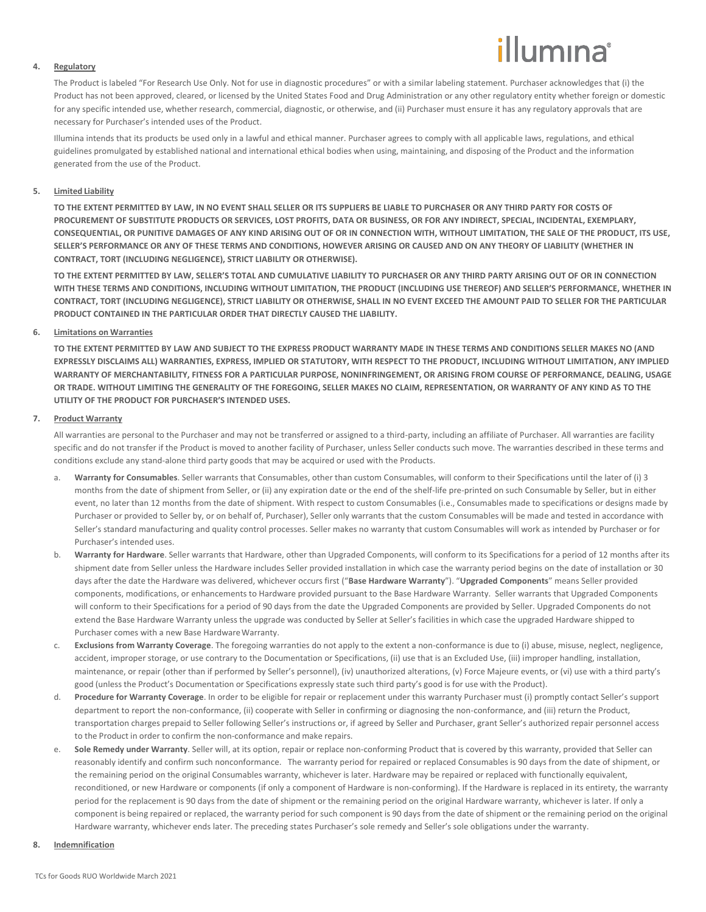**4. Regulatory**

The Product is labeled "For Research Use Only. Not for use in diagnostic procedures" or with a similar labeling statement. Purchaser acknowledges that (i) the Product has not been approved, cleared, or licensed by the United States Food and Drug Administration or any other regulatory entity whether foreign or domestic for any specific intended use, whether research, commercial, diagnostic, or otherwise, and (ii) Purchaser must ensure it has any regulatory approvals that are necessary for Purchaser's intended uses of the Product.

Illumina intends that its products be used only in a lawful and ethical manner. Purchaser agrees to comply with all applicable laws, regulations, and ethical guidelines promulgated by established national and international ethical bodies when using, maintaining, and disposing of the Product and the information generated from the use of the Product.

**5. Limited Liability**

**TO THE EXTENT PERMITTED BY LAW, IN NO EVENT SHALL SELLER OR ITS SUPPLIERS BE LIABLE TO PURCHASER OR ANY THIRD PARTY FOR COSTS OF PROCUREMENT OF SUBSTITUTE PRODUCTS OR SERVICES, LOST PROFITS, DATA OR BUSINESS, OR FOR ANY INDIRECT, SPECIAL, INCIDENTAL, EXEMPLARY, CONSEQUENTIAL, OR PUNITIVE DAMAGES OF ANY KIND ARISING OUT OF OR IN CONNECTION WITH, WITHOUT LIMITATION, THE SALE OF THE PRODUCT, ITS USE, SELLER'S PERFORMANCE OR ANY OF THESE TERMS AND CONDITIONS, HOWEVER ARISING OR CAUSED AND ON ANY THEORY OF LIABILITY (WHETHER IN CONTRACT, TORT (INCLUDING NEGLIGENCE), STRICT LIABILITY OR OTHERWISE).**

**TO THE EXTENT PERMITTED BY LAW, SELLER'S TOTAL AND CUMULATIVE LIABILITY TO PURCHASER OR ANY THIRD PARTY ARISING OUT OF OR IN CONNECTION WITH THESE TERMS AND CONDITIONS, INCLUDING WITHOUT LIMITATION, THE PRODUCT (INCLUDING USE THEREOF) AND SELLER'S PERFORMANCE, WHETHER IN CONTRACT, TORT (INCLUDING NEGLIGENCE), STRICT LIABILITY OR OTHERWISE, SHALL IN NO EVENT EXCEED THE AMOUNT PAID TO SELLER FOR THE PARTICULAR PRODUCT CONTAINED IN THE PARTICULAR ORDER THAT DIRECTLY CAUSED THE LIABILITY.**

**6. Limitations on Warranties**

**TO THE EXTENT PERMITTED BY LAW AND SUBJECT TO THE EXPRESS PRODUCT WARRANTY MADE IN THESE TERMS AND CONDITIONS SELLER MAKES NO (AND EXPRESSLY DISCLAIMS ALL) WARRANTIES, EXPRESS, IMPLIED OR STATUTORY, WITH RESPECT TO THE PRODUCT, INCLUDING WITHOUT LIMITATION, ANY IMPLIED WARRANTY OF MERCHANTABILITY, FITNESS FOR A PARTICULAR PURPOSE, NONINFRINGEMENT, OR ARISING FROM COURSE OF PERFORMANCE, DEALING, USAGE OR TRADE. WITHOUT LIMITING THE GENERALITY OF THE FOREGOING, SELLER MAKES NO CLAIM, REPRESENTATION, OR WARRANTY OF ANY KIND AS TO THE UTILITY OF THE PRODUCT FOR PURCHASER'S INTENDED USES.**

**7. Product Warranty**

All warranties are personal to the Purchaser and may not be transferred or assigned to a third-party, including an affiliate of Purchaser. All warranties are facility specific and do not transfer if the Product is moved to another facility of Purchaser, unless Seller conducts such move. The warranties described in these terms and conditions exclude any stand-alone third party goods that may be acquired or used with the Products.

a. **Warranty for Consumables**. Seller warrants that Consumables, other than custom Consumables, will conform to their Specifications until the later of (i) 3 months from the date of shipment from Seller, or (ii) any expiration date or the end of the shelf-life pre-printed on such Consumable by Seller, but in either event, no later than 12 months from the date of shipment. With respect to custom Consumables (i.e., Consumables made to specifications or designs made by Purchaser or provided to Seller by, or on behalf of, Purchaser), Seller only warrants that the custom Consumables will be made and tested in accordance with Seller's standard manufacturing and quality control processes. Seller makes no warranty that custom Consumables will work as intended by Purchaser or for Purchaser's intended uses.

b. **Warranty for Hardware**. Seller warrants that Hardware, other than Upgraded Components, will conform to its Specifications for a period of 12 months after its shipment date from Seller unless the Hardware includes Seller provided installation in which case the warranty period begins on the date of installation or 30 days after the date the Hardware was delivered, whichever occurs first ("**Base Hardware Warranty**"). "**Upgraded Components**" means Seller provided components, modifications, or enhancements to Hardware provided pursuant to the Base Hardware Warranty. Seller warrants that Upgraded Components will conform to their Specifications for a period of 90 days from the date the Upgraded Components are provided by Seller. Upgraded Components do not extend the Base Hardware Warranty unless the upgrade was conducted by Seller at Seller's facilities in which case the upgraded Hardware shipped to Purchaser comes with a new Base Hardware Warranty.

c. **Exclusions from Warranty Coverage**. The foregoing warranties do not apply to the extent a non-conformance is due to (i) abuse, misuse, neglect, negligence, accident, improper storage, or use contrary to the Documentation or Specifications, (ii) use that is an Excluded Use, (iii) improper handling, installation, maintenance, or repair (other than if performed by Seller's personnel), (iv) unauthorized alterations, (v) Force Majeure events, or (vi) use with a third party's good (unless the Product's Documentation or Specifications expressly state such third party's good is for use with the Product).

d. **Procedure for Warranty Coverage**. In order to be eligible for repair or replacement under this warranty Purchaser must (i) promptly contact Seller's support department to report the non-conformance, (ii) cooperate with Seller in confirming or diagnosing the non-conformance, and (iii) return the Product, transportation charges prepaid to Seller following Seller's instructions or, if agreed by Seller and Purchaser, grant Seller's authorized repair personnel access to the Product in order to confirm the non-conformance and make repairs.

e. **Sole Remedy under Warranty**. Seller will, at its option, repair or replace non-conforming Product that is covered by this warranty, provided that Seller can reasonably identify and confirm such nonconformance. The warranty period for repaired or replaced Consumables is 90 days from the date of shipment, or the remaining period on the original Consumables warranty, whichever is later. Hardware may be repaired or replaced with functionally equivalent, reconditioned, or new Hardware or components (if only a component of Hardware is non-conforming). If the Hardware is replaced in its entirety, the warranty period for the replacement is 90 days from the date of shipment or the remaining period on the original Hardware warranty, whichever is later. If only a component is being repaired or replaced, the warranty period for such component is 90 days from the date of shipment or the remaining period on the original Hardware warranty, whichever ends later. The preceding states Purchaser's sole remedy and Seller's sole obligations under the warranty.

**8. Indemnification**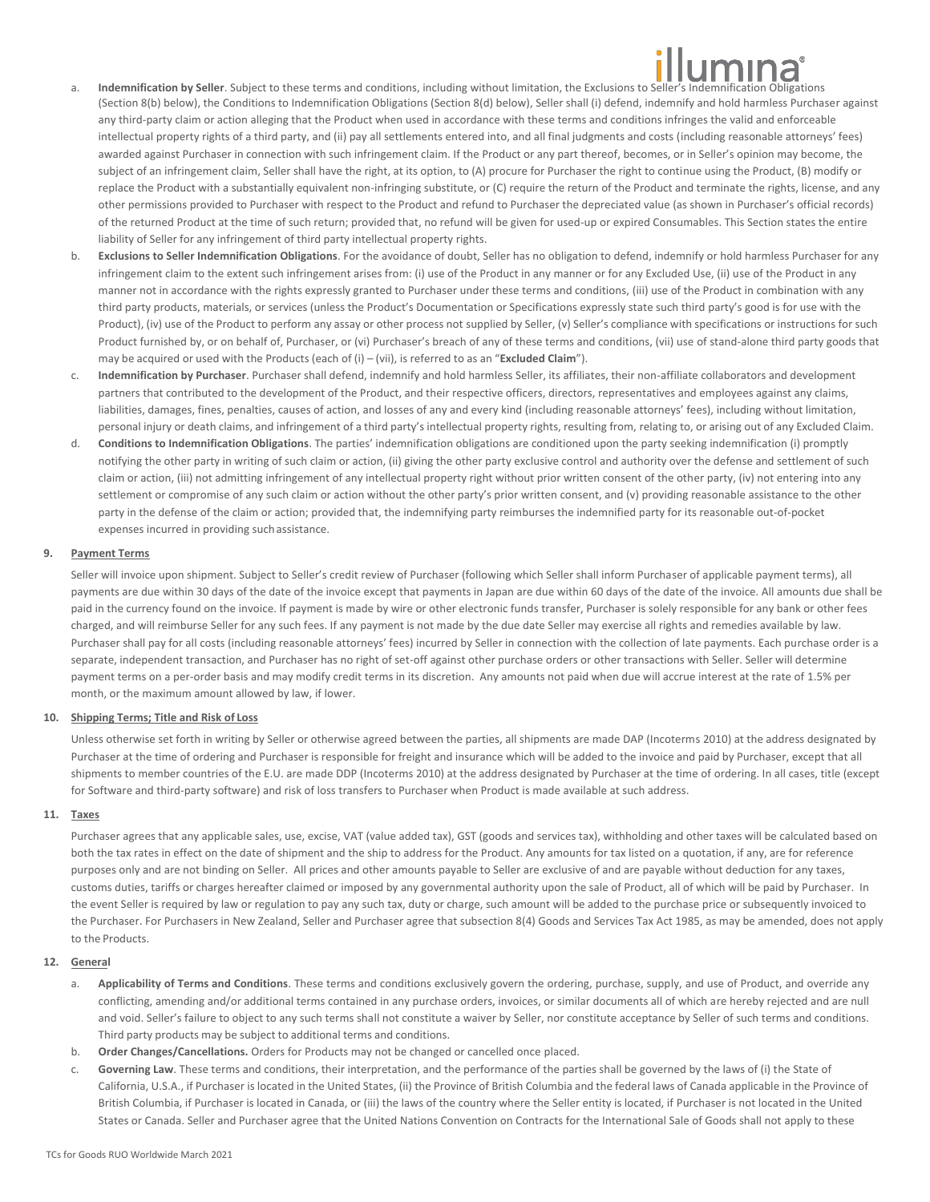a. **Indemnification by Seller**. Subject to these terms and conditions, including without limitation, the Exclusions to Seller's Indemnification Obligations (Section 8(b) below), the Conditions to Indemnification Obligations (Section 8(d) below), Seller shall (i) defend, indemnify and hold harmless Purchaser against any third-party claim or action alleging that the Product when used in accordance with these terms and conditions infringes the valid and enforceable intellectual property rights of a third party, and (ii) pay all settlements entered into, and all final judgments and costs (including reasonable attorneys' fees) awarded against Purchaser in connection with such infringement claim. If the Product or any part thereof, becomes, or in Seller's opinion may become, the subject of an infringement claim, Seller shall have the right, at its option, to (A) procure for Purchaser the right to continue using the Product, (B) modify or replace the Product with a substantially equivalent non-infringing substitute, or (C) require the return of the Product and terminate the rights, license, and any other permissions provided to Purchaser with respect to the Product and refund to Purchaser the depreciated value (as shown in Purchaser's official records) of the returned Product at the time of such return; provided that, no refund will be given for used-up or expired Consumables. This Section states the entire liability of Seller for any infringement of third party intellectual property rights.

b. **Exclusions to Seller Indemnification Obligations**. For the avoidance of doubt, Seller has no obligation to defend, indemnify or hold harmless Purchaser for any infringement claim to the extent such infringement arises from: (i) use of the Product in any manner or for any Excluded Use, (ii) use of the Product in any manner not in accordance with the rights expressly granted to Purchaser under these terms and conditions, (iii) use of the Product in combination with any third party products, materials, or services (unless the Product's Documentation or Specifications expressly state such third party's good is for use with the Product), (iv) use of the Product to perform any assay or other process not supplied by Seller, (v) Seller's compliance with specifications or instructions for such Product furnished by, or on behalf of, Purchaser, or (vi) Purchaser's breach of any of these terms and conditions, (vii) use of stand-alone third party goods that may be acquired or used with the Products (each of (i) – (vii), is referred to as an "**Excluded Claim**").

c. **Indemnification by Purchaser**. Purchaser shall defend, indemnify and hold harmless Seller, its affiliates, their non-affiliate collaborators and development partners that contributed to the development of the Product, and their respective officers, directors, representatives and employees against any claims, liabilities, damages, fines, penalties, causes of action, and losses of any and every kind (including reasonable attorneys' fees), including without limitation, personal injury or death claims, and infringement of a third party's intellectual property rights, resulting from, relating to, or arising out of any Excluded Claim.

d. **Conditions to Indemnification Obligations**. The parties' indemnification obligations are conditioned upon the party seeking indemnification (i) promptly notifying the other party in writing of such claim or action, (ii) giving the other party exclusive control and authority over the defense and settlement of such claim or action, (iii) not admitting infringement of any intellectual property right without prior written consent of the other party, (iv) not entering into any settlement or compromise of any such claim or action without the other party's prior written consent, and (v) providing reasonable assistance to the other party in the defense of the claim or action; provided that, the indemnifying party reimburses the indemnified party for its reasonable out-of-pocket expenses incurred in providing such assistance.

**9. Payment Terms**

Seller will invoice upon shipment. Subject to Seller's credit review of Purchaser (following which Seller shall inform Purchaser of applicable payment terms), all payments are due within 30 days of the date of the invoice except that payments in Japan are due within 60 days of the date of the invoice. All amounts due shall be paid in the currency found on the invoice. If payment is made by wire or other electronic funds transfer, Purchaser is solely responsible for any bank or other fees charged, and will reimburse Seller for any such fees. If any payment is not made by the due date Seller may exercise all rights and remedies available by law. Purchaser shall pay for all costs (including reasonable attorneys' fees) incurred by Seller in connection with the collection of late payments. Each purchase order is a separate, independent transaction, and Purchaser has no right of set-off against other purchase orders or other transactions with Seller. Seller will determine payment terms on a per-order basis and may modify credit terms in its discretion. Any amounts not paid when due will accrue interest at the rate of 1.5% per month, or the maximum amount allowed by law, if lower.

**10. Shipping Terms; Title and Risk of Loss**

Unless otherwise set forth in writing by Seller or otherwise agreed between the parties, all shipments are made DAP (Incoterms 2010) at the address designated by Purchaser at the time of ordering and Purchaser is responsible for freight and insurance which will be added to the invoice and paid by Purchaser, except that all shipments to member countries of the E.U. are made DDP (Incoterms 2010) at the address designated by Purchaser at the time of ordering. In all cases, title (except for Software and third-party software) and risk of loss transfers to Purchaser when Product is made available at such address.

**11. Taxes**

Purchaser agrees that any applicable sales, use, excise, VAT (value added tax), GST (goods and services tax), withholding and other taxes will be calculated based on both the tax rates in effect on the date of shipment and the ship to address for the Product. Any amounts for tax listed on a quotation, if any, are for reference purposes only and are not binding on Seller. All prices and other amounts payable to Seller are exclusive of and are payable without deduction for any taxes, customs duties, tariffs or charges hereafter claimed or imposed by any governmental authority upon the sale of Product, all of which will be paid by Purchaser. In the event Seller is required by law or regulation to pay any such tax, duty or charge, such amount will be added to the purchase price or subsequently invoiced to the Purchaser. For Purchasers in New Zealand, Seller and Purchaser agree that subsection 8(4) Goods and Services Tax Act 1985, as may be amended, does not apply to the Products.

**12. General**

a. **Applicability of Terms and Conditions**. These terms and conditions exclusively govern the ordering, purchase, supply, and use of Product, and override any conflicting, amending and/or additional terms contained in any purchase orders, invoices, or similar documents all of which are hereby rejected and are null and void. Seller's failure to object to any such terms shall not constitute a waiver by Seller, nor constitute acceptance by Seller of such terms and conditions. Third party products may be subject to additional terms and conditions.

b. **Order Changes/Cancellations.** Orders for Products may not be changed or cancelled once placed.

c. **Governing Law**. These terms and conditions, their interpretation, and the performance of the parties shall be governed by the laws of (i) the State of California, U.S.A., if Purchaser is located in the United States, (ii) the Province of British Columbia and the federal laws of Canada applicable in the Province of British Columbia, if Purchaser is located in Canada, or (iii) the laws of the country where the Seller entity is located, if Purchaser is not located in the United States or Canada. Seller and Purchaser agree that the United Nations Convention on Contracts for the International Sale of Goods shall not apply to these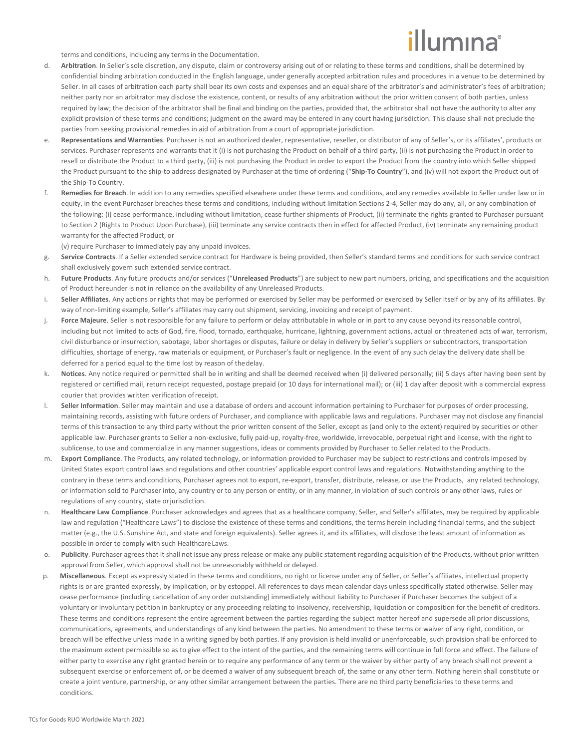terms and conditions, including any terms in the Documentation.

d. **Arbitration**. In Seller's sole discretion, any dispute, claim or controversy arising out of or relating to these terms and conditions, shall be determined by confidential binding arbitration conducted in the English language, under generally accepted arbitration rules and procedures in a venue to be determined by Seller. In all cases of arbitration each party shall bear its own costs and expenses and an equal share of the arbitrator's and administrator's fees of arbitration; neither party nor an arbitrator may disclose the existence, content, or results of any arbitration without the prior written consent of both parties, unless required by law; the decision of the arbitrator shall be final and binding on the parties, provided that, the arbitrator shall not have the authority to alter any explicit provision of these terms and conditions; judgment on the award may be entered in any court having jurisdiction. This clause shall not preclude the parties from seeking provisional remedies in aid of arbitration from a court of appropriate jurisdiction.

e. **Representations and Warranties**. Purchaser is not an authorized dealer, representative, reseller, or distributor of any of Seller's, or its affiliates', products or services. Purchaser represents and warrants that it (i) is not purchasing the Product on behalf of a third party, (ii) is not purchasing the Product in order to resell or distribute the Product to a third party, (iii) is not purchasing the Product in order to export the Product from the country into which Seller shipped the Product pursuant to the ship-to address designated by Purchaser at the time of ordering ("**Ship-To Country**"), and (iv) will not export the Product out of the Ship-To Country.

f. **Remedies for Breach**. In addition to any remedies specified elsewhere under these terms and conditions, and any remedies available to Seller under law or in equity, in the event Purchaser breaches these terms and conditions, including without limitation Sections 2-4, Seller may do any, all, or any combination of the following: (i) cease performance, including without limitation, cease further shipments of Product, (ii) terminate the rights granted to Purchaser pursuant to Section 2 (Rights to Product Upon Purchase), (iii) terminate any service contracts then in effect for affected Product, (iv) terminate any remaining product warranty for the affected Product, or

(v) require Purchaser to immediately pay any unpaid invoices.

g. **Service Contracts**. If a Seller extended service contract for Hardware is being provided, then Seller's standard terms and conditions for such service contract shall exclusively govern such extended service contract.

h. **Future Products**. Any future products and/or services ("**Unreleased Products**") are subject to new part numbers, pricing, and specifications and the acquisition of Product hereunder is not in reliance on the availability of any Unreleased Products.

i. **Seller Affiliates**. Any actions or rights that may be performed or exercised by Seller may be performed or exercised by Seller itself or by any of its affiliates. By way of non-limiting example, Seller's affiliates may carry out shipment, servicing, invoicing and receipt of payment.

j. **Force Majeure**. Seller is not responsible for any failure to perform or delay attributable in whole or in part to any cause beyond its reasonable control, including but not limited to acts of God, fire, flood, tornado, earthquake, hurricane, lightning, government actions, actual or threatened acts of war, terrorism, civil disturbance or insurrection, sabotage, labor shortages or disputes, failure or delay in delivery by Seller's suppliers or subcontractors, transportation difficulties, shortage of energy, raw materials or equipment, or Purchaser's fault or negligence. In the event of any such delay the delivery date shall be deferred for a period equal to the time lost by reason of the delay.

k. **Notices**. Any notice required or permitted shall be in writing and shall be deemed received when (i) delivered personally; (ii) 5 days after having been sent by registered or certified mail, return receipt requested, postage prepaid (or 10 days for international mail); or (iii) 1 day after deposit with a commercial express courier that provides written verification of receipt.

l. **Seller Information**. Seller may maintain and use a database of orders and account information pertaining to Purchaser for purposes of order processing, maintaining records, assisting with future orders of Purchaser, and compliance with applicable laws and regulations. Purchaser may not disclose any financial terms of this transaction to any third party without the prior written consent of the Seller, except as (and only to the extent) required by securities or other applicable law. Purchaser grants to Seller a non-exclusive, fully paid-up, royalty-free, worldwide, irrevocable, perpetual right and license, with the right to sublicense, to use and commercialize in any manner suggestions, ideas or comments provided by Purchaser to Seller related to the Products.

m. **Export Compliance**. The Products, any related technology, or information provided to Purchaser may be subject to restrictions and controls imposed by United States export control laws and regulations and other countries' applicable export control laws and regulations. Notwithstanding anything to the contrary in these terms and conditions, Purchaser agrees not to export, re-export, transfer, distribute, release, or use the Products, any related technology, or information sold to Purchaser into, any country or to any person or entity, or in any manner, in violation of such controls or any other laws, rules or regulations of any country, state or jurisdiction.

n. **Healthcare Law Compliance**. Purchaser acknowledges and agrees that as a healthcare company, Seller, and Seller's affiliates, may be required by applicable law and regulation ("Healthcare Laws") to disclose the existence of these terms and conditions, the terms herein including financial terms, and the subject matter (e.g., the U.S. Sunshine Act, and state and foreign equivalents). Seller agrees it, and its affiliates, will disclose the least amount of information as possible in order to comply with such Healthcare Laws.

o. **Publicity**. Purchaser agrees that it shall not issue any press release or make any public statement regarding acquisition of the Products, without prior written approval from Seller, which approval shall not be unreasonably withheld or delayed.

p. **Miscellaneous**. Except as expressly stated in these terms and conditions, no right or license under any of Seller, or Seller's affiliates, intellectual property rights is or are granted expressly, by implication, or by estoppel. All references to days mean calendar days unless specifically stated otherwise. Seller may cease performance (including cancellation of any order outstanding) immediately without liability to Purchaser if Purchaser becomes the subject of a voluntary or involuntary petition in bankruptcy or any proceeding relating to insolvency, receivership, liquidation or composition for the benefit of creditors. These terms and conditions represent the entire agreement between the parties regarding the subject matter hereof and supersede all prior discussions, communications, agreements, and understandings of any kind between the parties. No amendment to these terms or waiver of any right, condition, or breach will be effective unless made in a writing signed by both parties. If any provision is held invalid or unenforceable, such provision shall be enforced to the maximum extent permissible so as to give effect to the intent of the parties, and the remaining terms will continue in full force and effect. The failure of either party to exercise any right granted herein or to require any performance of any term or the waiver by either party of any breach shall not prevent a subsequent exercise or enforcement of, or be deemed a waiver of any subsequent breach of, the same or any other term. Nothing herein shall constitute or create a joint venture, partnership, or any other similar arrangement between the parties. There are no third party beneficiaries to these terms and conditions.